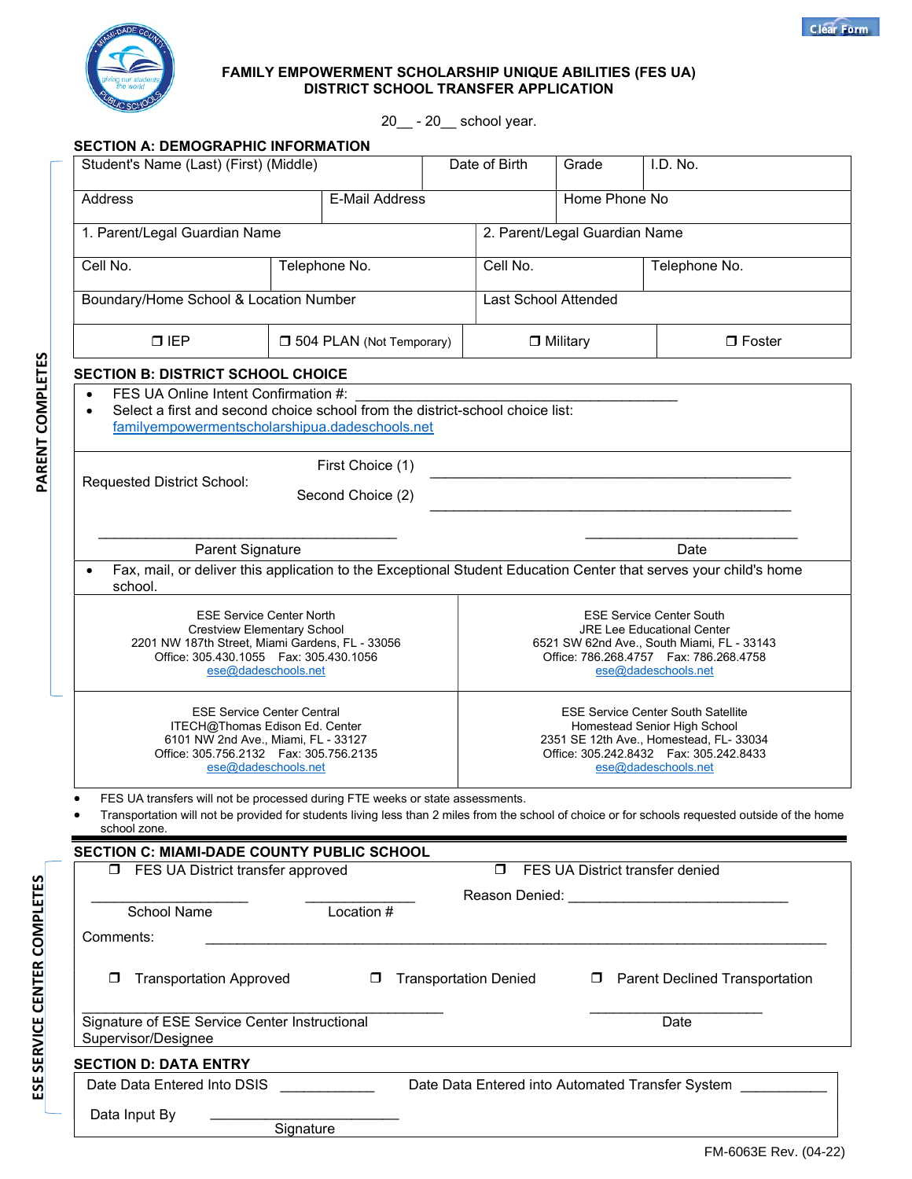Clear Form

# FAMILY EMPOWERMENT SCHOLARSHIP UNIQUE ABILITIES (FES UA) DISTRICT SCHOOL TRANSFER APPLICATION

20__ - 20__ school year.

PARENT COMPLETES

## SECTION A: DEMOGRAPHIC INFORMATION

| Student's Name (Last) (First) (Middle) | | Date of Birth | Grade | I.D. No. |
|---|---|---|---|---|
| Address | E-Mail Address | | Home Phone No | |

| 1. Parent/Legal Guardian Name | | 2. Parent/Legal Guardian Name | |
|---|---|---|---|
| Cell No. | Telephone No. | Cell No. | Telephone No. |
| Boundary/Home School & Location Number | | Last School Attended | |
| ❒ IEP | ❒ 504 PLAN (Not Temporary) | ❒ Military | ❒ Foster |

## SECTION B: DISTRICT SCHOOL CHOICE

- FES UA Online Intent Confirmation #: ______________________________
- Select a first and second choice school from the district-school choice list: familyempowermentscholarshipua.dadeschools.net

Requested District School:
First Choice (1) ______________________________
Second Choice (2) ______________________________

______________________________ Parent Signature ______________________ Date

- Fax, mail, or deliver this application to the Exceptional Student Education Center that serves your child's home school.

| ESE Service Center North<br>Crestview Elementary School<br>2201 NW 187th Street, Miami Gardens, FL - 33056<br>Office: 305.430.1055 Fax: 305.430.1056<br>ese@dadeschools.net | ESE Service Center South<br>JRE Lee Educational Center<br>6521 SW 62nd Ave., South Miami, FL - 33143<br>Office: 786.268.4757 Fax: 786.268.4758<br>ese@dadeschools.net |
|---|---|
| ESE Service Center Central<br>ITECH@Thomas Edison Ed. Center<br>6101 NW 2nd Ave., Miami, FL - 33127<br>Office: 305.756.2132 Fax: 305.756.2135<br>ese@dadeschools.net | ESE Service Center South Satellite<br>Homestead Senior High School<br>2351 SE 12th Ave., Homestead, FL- 33034<br>Office: 305.242.8432 Fax: 305.242.8433<br>ese@dadeschools.net |

- FES UA transfers will not be processed during FTE weeks or state assessments.
- Transportation will not be provided for students living less than 2 miles from the school of choice or for schools requested outside of the home school zone.

ESE SERVICE CENTER COMPLETES

## SECTION C: MIAMI-DADE COUNTY PUBLIC SCHOOL

❒ FES UA District transfer approved ❒ FES UA District transfer denied

__________________ School Name ____________ Location #

Reason Denied: ______________________________

Comments: ______________________________

❒ Transportation Approved ❒ Transportation Denied ❒ Parent Declined Transportation

______________________________ Signature of ESE Service Center Instructional Supervisor/Designee ____________________ Date

## SECTION D: DATA ENTRY

Date Data Entered Into DSIS ____________ Date Data Entered into Automated Transfer System ___________

Data Input By ______________________ Signature

FM-6063E Rev. (04-22)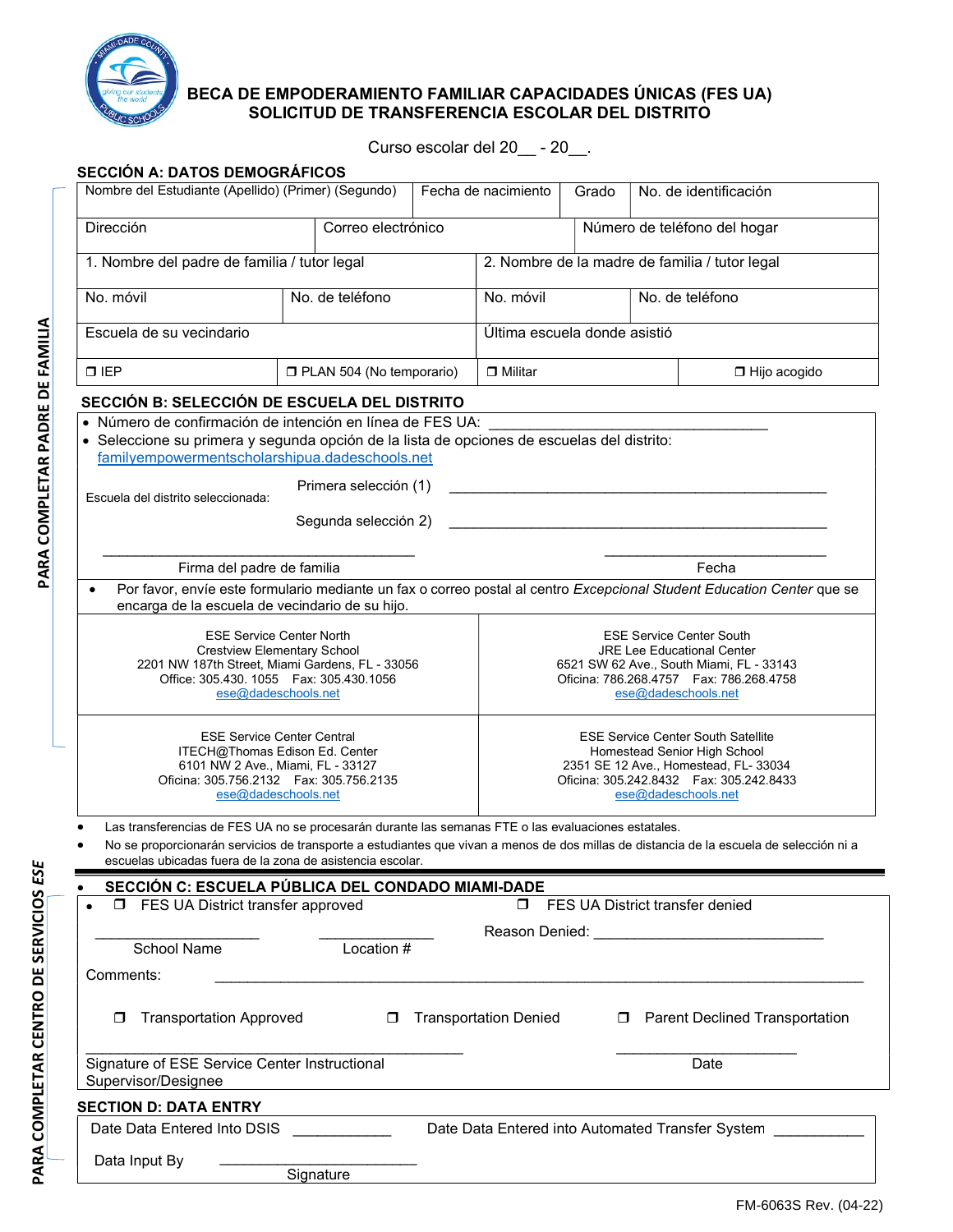# BECA DE EMPODERAMIENTO FAMILIAR CAPACIDADES ÚNICAS (FES UA)
## SOLICITUD DE TRANSFERENCIA ESCOLAR DEL DISTRITO

Curso escolar del 20__ - 20__.

PARA COMPLETAR PADRE DE FAMILIA

### SECCIÓN A: DATOS DEMOGRÁFICOS

| Nombre del Estudiante (Apellido) (Primer) (Segundo) | Fecha de nacimiento | Grado | No. de identificación |
|---|---|---|---|
| Dirección | Correo electrónico | Número de teléfono del hogar | |
| 1. Nombre del padre de familia / tutor legal | | 2. Nombre de la madre de familia / tutor legal | |
| No. móvil | No. de teléfono | No. móvil | No. de teléfono |
| Escuela de su vecindario | | Última escuela donde asistió | |
| ❐ IEP | ❐ PLAN 504 (No temporario) | ❐ Militar | ❐ Hijo acogido |

### SECCIÓN B: SELECCIÓN DE ESCUELA DEL DISTRITO

- Número de confirmación de intención en línea de FES UA: ______________________________
- Seleccione su primera y segunda opción de la lista de opciones de escuelas del distrito: familyempowermentscholarshipua.dadeschools.net

Escuela del distrito seleccionada:

Primera selección (1) ____________________________________________

Segunda selección 2) ____________________________________________

___________________________________ ___________________________

Firma del padre de familia Fecha

- Por favor, envíe este formulario mediante un fax o correo postal al centro *Excepcional Student Education Center* que se encarga de la escuela de vecindario de su hijo.

| ESE Service Center North | ESE Service Center South |
|---|---|
| Crestview Elementary School<br>2201 NW 187th Street, Miami Gardens, FL - 33056<br>Office: 305.430. 1055 Fax: 305.430.1056<br>ese@dadeschools.net | JRE Lee Educational Center<br>6521 SW 62 Ave., South Miami, FL - 33143<br>Oficina: 786.268.4757 Fax: 786.268.4758<br>ese@dadeschools.net |
| **ESE Service Center Central**<br>ITECH@Thomas Edison Ed. Center<br>6101 NW 2 Ave., Miami, FL - 33127<br>Oficina: 305.756.2132 Fax: 305.756.2135<br>ese@dadeschools.net | **ESE Service Center South Satellite**<br>Homestead Senior High School<br>2351 SE 12 Ave., Homestead, FL- 33034<br>Oficina: 305.242.8432 Fax: 305.242.8433<br>ese@dadeschools.net |

- Las transferencias de FES UA no se procesarán durante las semanas FTE o las evaluaciones estatales.
- No se proporcionarán servicios de transporte a estudiantes que vivan a menos de dos millas de distancia de la escuela de selección ni a escuelas ubicadas fuera de la zona de asistencia escolar.

PARA COMPLETAR CENTRO DE SERVICIOS *ESE*

### SECCIÓN C: ESCUELA PÚBLICA DEL CONDADO MIAMI-DADE

- ❐ FES UA District transfer approved ❐ FES UA District transfer denied

___________________ _____________ Reason Denied: ___________________________

School Name Location #

Comments: ______________________________________________________________________

❐ Transportation Approved ❐ Transportation Denied ❐ Parent Declined Transportation

____________________________________________ _____________________

Signature of ESE Service Center Instructional Supervisor/Designee Date

### SECTION D: DATA ENTRY

Date Data Entered Into DSIS ___________ Date Data Entered into Automated Transfer System __________

Data Input By ______________________

Signature

FM-6063S Rev. (04-22)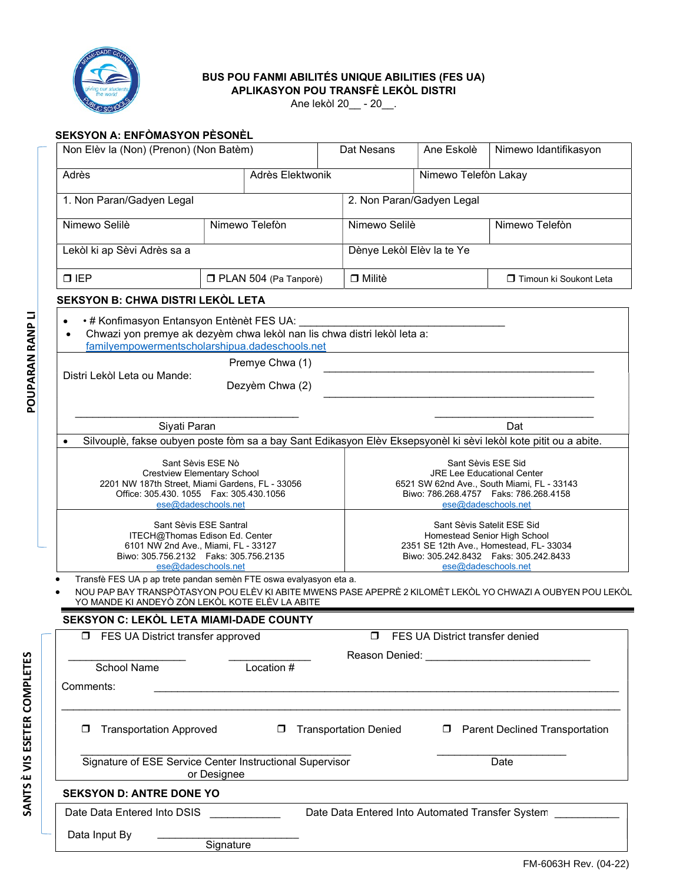**BUS POU FANMI ABILITÉS UNIQUE ABILITIES (FES UA)**
**APLIKASYON POU TRANSFÈ LEKÒL DISTRI**
Ane lekòl 20__ - 20__.

POUPARAN RANP LI

## SEKSYON A: ENFÒMASYON PÈSONÈL

| Non Elèv la (Non) (Prenon) (Non Batèm) | Dat Nesans | Ane Eskolè | Nimewo Idantifikasyon |
|---|---|---|---|
| Adrès | Adrès Elektwonik | Nimewo Telefòn Lakay | |
| 1. Non Paran/Gadyen Legal | | 2. Non Paran/Gadyen Legal | |
| Nimewo Selilè | Nimewo Telefòn | Nimewo Selilè | Nimewo Telefòn |
| Lekòl ki ap Sèvi Adrès sa a | | Dènye Lekòl Elèv la te Ye | |
| ❒ IEP | ❒ PLAN 504 (Pa Tanporè) | ❒ Militè | ❒ Timoun ki Soukont Leta |

## SEKSYON B: CHWA DISTRI LEKÒL LETA

- • # Konfimasyon Entansyon Entènèt FES UA: ___________________________________
- Chwazi yon premye ak dezyèm chwa lekòl nan lis chwa distri lekòl leta a: familyempowermentscholarshipua.dadeschools.net

Distri Lekòl Leta ou Mande:
Premye Chwa (1) ________________________________________________
Dezyèm Chwa (2) ________________________________________________

________________________________________ ____________________________
Siyati Paran Dat

- Silvouplè, fakse oubyen poste fòm sa a bay Sant Edikasyon Elèv Eksepsyonèl ki sèvi lekòl kote pitit ou a abite.

| | |
|---|---|
| Sant Sèvis ESE Nò<br>Crestview Elementary School<br>2201 NW 187th Street, Miami Gardens, FL - 33056<br>Office: 305.430. 1055 Fax: 305.430.1056<br>ese@dadeschools.net | Sant Sèvis ESE Sid<br>JRE Lee Educational Center<br>6521 SW 62nd Ave., South Miami, FL - 33143<br>Biwo: 786.268.4757 Faks: 786.268.4158<br>ese@dadeschools.net |
| Sant Sèvis ESE Santral<br>ITECH@Thomas Edison Ed. Center<br>6101 NW 2nd Ave., Miami, FL - 33127<br>Biwo: 305.756.2132 Faks: 305.756.2135<br>ese@dadeschools.net | Sant Sèvis Satelit ESE Sid<br>Homestead Senior High School<br>2351 SE 12th Ave., Homestead, FL- 33034<br>Biwo: 305.242.8432 Faks: 305.242.8433<br>ese@dadeschools.net |

- Transfè FES UA p ap trete pandan semèn FTE oswa evalyasyon eta a.
- NOU PAP BAY TRANSPÒTASYON POU ELÈV KI ABITE MWENS PASE APEPRÈ 2 KILOMÈT LEKÒL YO CHWAZI A OUBYEN POU LEKÒL YO MANDE KI ANDEYÒ ZÒN LEKÒL KOTE ELÈV LA ABITE

SANTS È VIS ESETER COMPLETES

## SEKSYON C: LEKÒL LETA MIAMI-DADE COUNTY

❒ FES UA District transfer approved ❒ FES UA District transfer denied

____________________ ______________ Reason Denied: ____________________________
School Name Location #

Comments: ______________________________________________________________________________

___________________________________________________________________________________________

❒ Transportation Approved ❒ Transportation Denied ❒ Parent Declined Transportation

______________________________________________ ______________________
Signature of ESE Service Center Instructional Supervisor or Designee Date

## SEKSYON D: ANTRE DONE YO

Date Data Entered Into DSIS ____________ Date Data Entered Into Automated Transfer System ___________

Data Input By ________________________
Signature

FM-6063H Rev. (04-22)